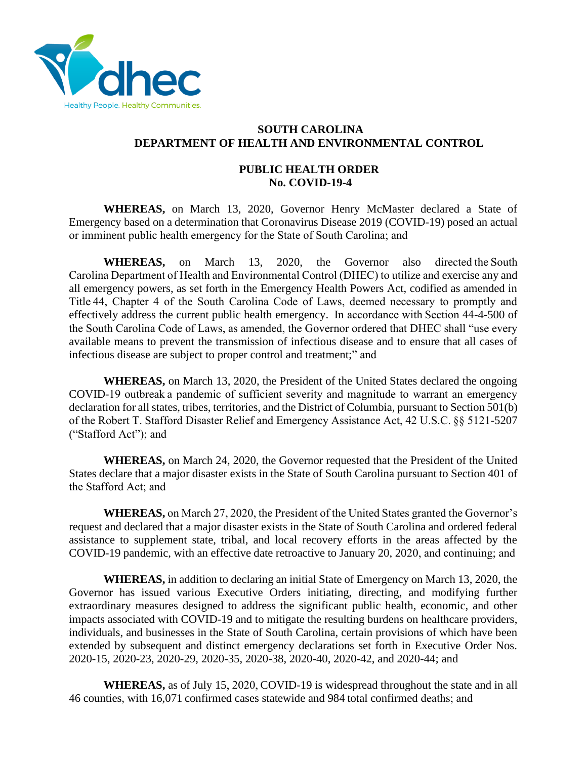dhec

Healthy People. Healthy Communities.

# SOUTH CAROLINA
# DEPARTMENT OF HEALTH AND ENVIRONMENTAL CONTROL

## PUBLIC HEALTH ORDER
## No. COVID-19-4

**WHEREAS,** on March 13, 2020, Governor Henry McMaster declared a State of Emergency based on a determination that Coronavirus Disease 2019 (COVID-19) posed an actual or imminent public health emergency for the State of South Carolina; and

**WHEREAS,** on March 13, 2020, the Governor also directed the South Carolina Department of Health and Environmental Control (DHEC) to utilize and exercise any and all emergency powers, as set forth in the Emergency Health Powers Act, codified as amended in Title 44, Chapter 4 of the South Carolina Code of Laws, deemed necessary to promptly and effectively address the current public health emergency. In accordance with Section 44-4-500 of the South Carolina Code of Laws, as amended, the Governor ordered that DHEC shall "use every available means to prevent the transmission of infectious disease and to ensure that all cases of infectious disease are subject to proper control and treatment;" and

**WHEREAS,** on March 13, 2020, the President of the United States declared the ongoing COVID-19 outbreak a pandemic of sufficient severity and magnitude to warrant an emergency declaration for all states, tribes, territories, and the District of Columbia, pursuant to Section 501(b) of the Robert T. Stafford Disaster Relief and Emergency Assistance Act, 42 U.S.C. §§ 5121-5207 ("Stafford Act"); and

**WHEREAS,** on March 24, 2020, the Governor requested that the President of the United States declare that a major disaster exists in the State of South Carolina pursuant to Section 401 of the Stafford Act; and

**WHEREAS,** on March 27, 2020, the President of the United States granted the Governor's request and declared that a major disaster exists in the State of South Carolina and ordered federal assistance to supplement state, tribal, and local recovery efforts in the areas affected by the COVID-19 pandemic, with an effective date retroactive to January 20, 2020, and continuing; and

**WHEREAS,** in addition to declaring an initial State of Emergency on March 13, 2020, the Governor has issued various Executive Orders initiating, directing, and modifying further extraordinary measures designed to address the significant public health, economic, and other impacts associated with COVID-19 and to mitigate the resulting burdens on healthcare providers, individuals, and businesses in the State of South Carolina, certain provisions of which have been extended by subsequent and distinct emergency declarations set forth in Executive Order Nos. 2020-15, 2020-23, 2020-29, 2020-35, 2020-38, 2020-40, 2020-42, and 2020-44; and

**WHEREAS,** as of July 15, 2020, COVID-19 is widespread throughout the state and in all 46 counties, with 16,071 confirmed cases statewide and 984 total confirmed deaths; and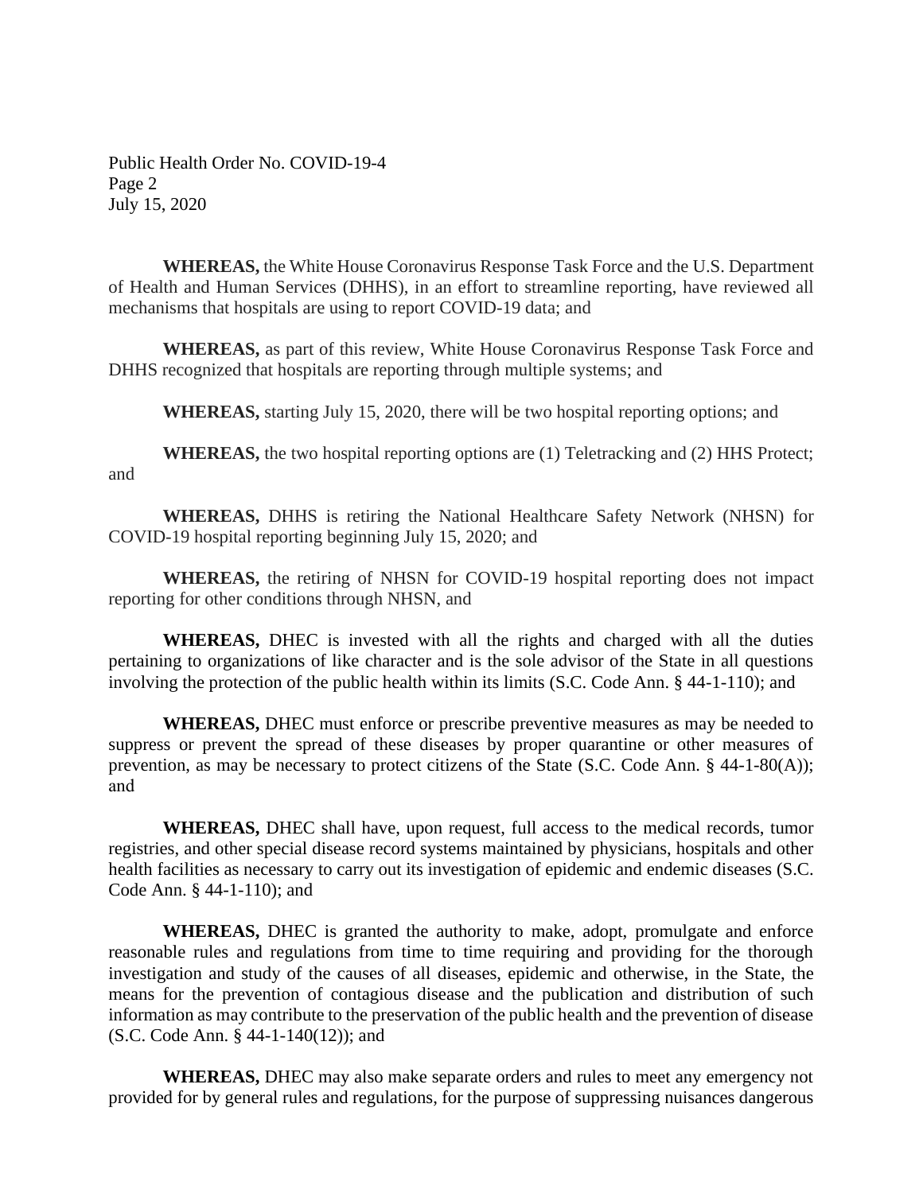**WHEREAS,** the White House Coronavirus Response Task Force and the U.S. Department of Health and Human Services (DHHS), in an effort to streamline reporting, have reviewed all mechanisms that hospitals are using to report COVID-19 data; and

**WHEREAS,** as part of this review, White House Coronavirus Response Task Force and DHHS recognized that hospitals are reporting through multiple systems; and

**WHEREAS,** starting July 15, 2020, there will be two hospital reporting options; and

**WHEREAS,** the two hospital reporting options are (1) Teletracking and (2) HHS Protect; and

**WHEREAS,** DHHS is retiring the National Healthcare Safety Network (NHSN) for COVID-19 hospital reporting beginning July 15, 2020; and

**WHEREAS,** the retiring of NHSN for COVID-19 hospital reporting does not impact reporting for other conditions through NHSN, and

**WHEREAS,** DHEC is invested with all the rights and charged with all the duties pertaining to organizations of like character and is the sole advisor of the State in all questions involving the protection of the public health within its limits (S.C. Code Ann. § 44-1-110); and

**WHEREAS,** DHEC must enforce or prescribe preventive measures as may be needed to suppress or prevent the spread of these diseases by proper quarantine or other measures of prevention, as may be necessary to protect citizens of the State (S.C. Code Ann. § 44-1-80(A)); and

**WHEREAS,** DHEC shall have, upon request, full access to the medical records, tumor registries, and other special disease record systems maintained by physicians, hospitals and other health facilities as necessary to carry out its investigation of epidemic and endemic diseases (S.C. Code Ann. § 44-1-110); and

**WHEREAS,** DHEC is granted the authority to make, adopt, promulgate and enforce reasonable rules and regulations from time to time requiring and providing for the thorough investigation and study of the causes of all diseases, epidemic and otherwise, in the State, the means for the prevention of contagious disease and the publication and distribution of such information as may contribute to the preservation of the public health and the prevention of disease (S.C. Code Ann. § 44-1-140(12)); and

**WHEREAS,** DHEC may also make separate orders and rules to meet any emergency not provided for by general rules and regulations, for the purpose of suppressing nuisances dangerous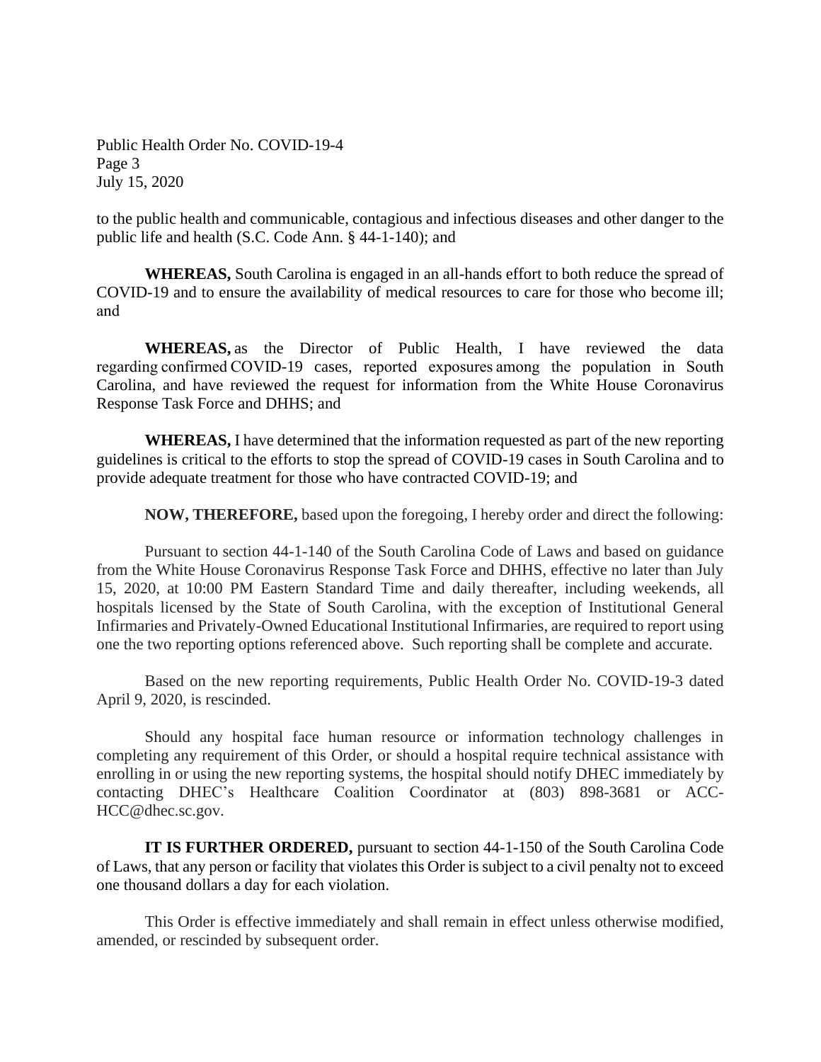to the public health and communicable, contagious and infectious diseases and other danger to the public life and health (S.C. Code Ann. § 44-1-140); and

**WHEREAS,** South Carolina is engaged in an all-hands effort to both reduce the spread of COVID-19 and to ensure the availability of medical resources to care for those who become ill; and

**WHEREAS,** as the Director of Public Health, I have reviewed the data regarding confirmed COVID-19 cases, reported exposures among the population in South Carolina, and have reviewed the request for information from the White House Coronavirus Response Task Force and DHHS; and

**WHEREAS,** I have determined that the information requested as part of the new reporting guidelines is critical to the efforts to stop the spread of COVID-19 cases in South Carolina and to provide adequate treatment for those who have contracted COVID-19; and

**NOW, THEREFORE,** based upon the foregoing, I hereby order and direct the following:

Pursuant to section 44-1-140 of the South Carolina Code of Laws and based on guidance from the White House Coronavirus Response Task Force and DHHS, effective no later than July 15, 2020, at 10:00 PM Eastern Standard Time and daily thereafter, including weekends, all hospitals licensed by the State of South Carolina, with the exception of Institutional General Infirmaries and Privately-Owned Educational Institutional Infirmaries, are required to report using one the two reporting options referenced above. Such reporting shall be complete and accurate.

Based on the new reporting requirements, Public Health Order No. COVID-19-3 dated April 9, 2020, is rescinded.

Should any hospital face human resource or information technology challenges in completing any requirement of this Order, or should a hospital require technical assistance with enrolling in or using the new reporting systems, the hospital should notify DHEC immediately by contacting DHEC's Healthcare Coalition Coordinator at (803) 898-3681 or ACC-HCC@dhec.sc.gov.

**IT IS FURTHER ORDERED,** pursuant to section 44-1-150 of the South Carolina Code of Laws, that any person or facility that violates this Order is subject to a civil penalty not to exceed one thousand dollars a day for each violation.

This Order is effective immediately and shall remain in effect unless otherwise modified, amended, or rescinded by subsequent order.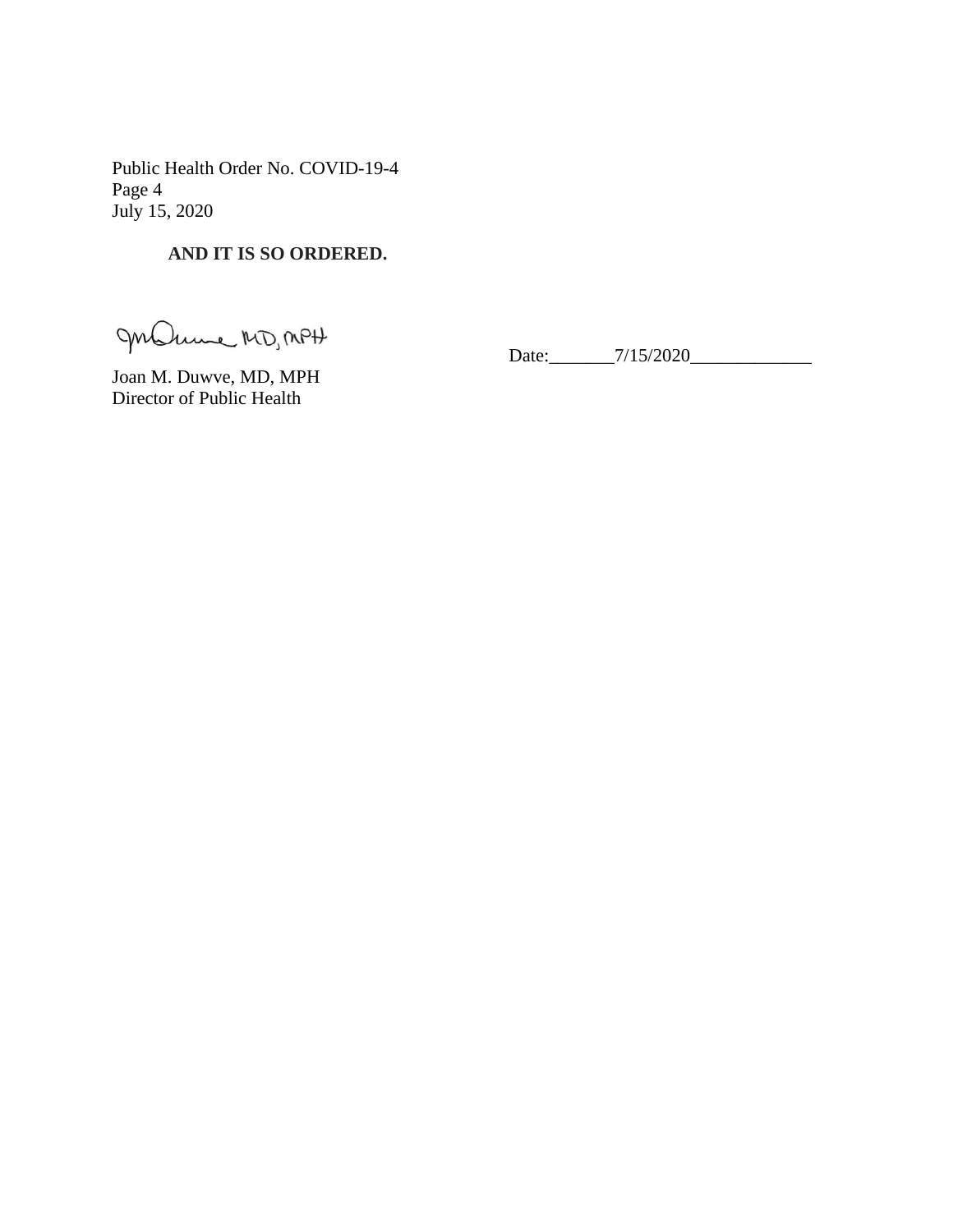**AND IT IS SO ORDERED.**

Joan M. Duwve, MD, MPH
Director of Public Health

Date:_______7/15/2020_____________